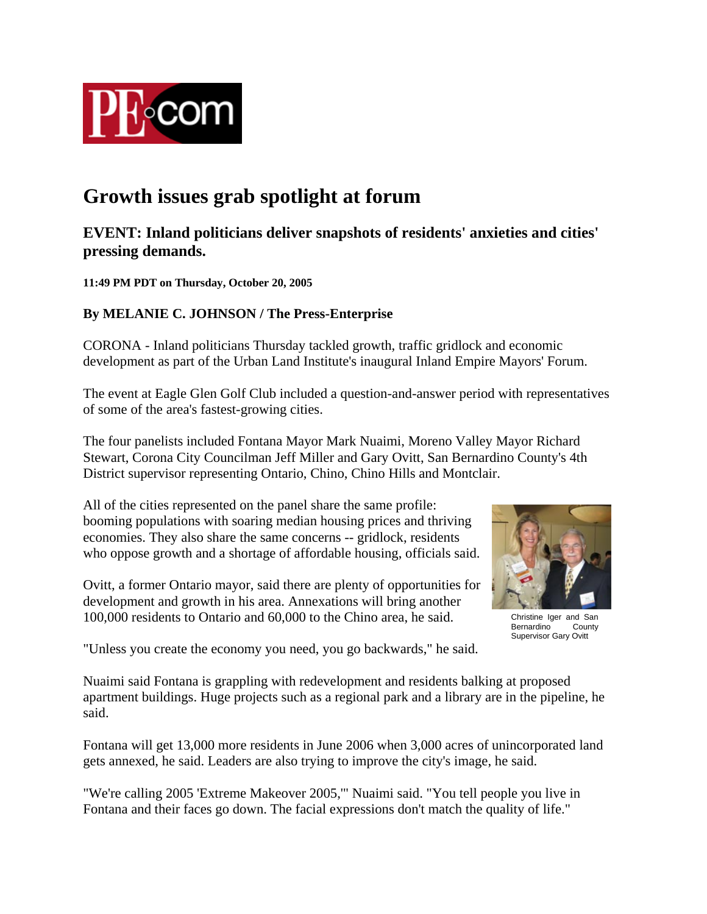# Growth issues grab spotlight at forum

## EVENT: Inland politicians deliver snapshots of residents' anxieties and cities' pressing demands.

**11:49 PM PDT on Thursday, October 20, 2005**

### By MELANIE C. JOHNSON / The Press-Enterprise

CORONA - Inland politicians Thursday tackled growth, traffic gridlock and economic development as part of the Urban Land Institute's inaugural Inland Empire Mayors' Forum.

The event at Eagle Glen Golf Club included a question-and-answer period with representatives of some of the area's fastest-growing cities.

The four panelists included Fontana Mayor Mark Nuaimi, Moreno Valley Mayor Richard Stewart, Corona City Councilman Jeff Miller and Gary Ovitt, San Bernardino County's 4th District supervisor representing Ontario, Chino, Chino Hills and Montclair.

All of the cities represented on the panel share the same profile: booming populations with soaring median housing prices and thriving economies. They also share the same concerns -- gridlock, residents who oppose growth and a shortage of affordable housing, officials said.

Christine Iger and San Bernardino County Supervisor Gary Ovitt

Ovitt, a former Ontario mayor, said there are plenty of opportunities for development and growth in his area. Annexations will bring another 100,000 residents to Ontario and 60,000 to the Chino area, he said.

"Unless you create the economy you need, you go backwards," he said.

Nuaimi said Fontana is grappling with redevelopment and residents balking at proposed apartment buildings. Huge projects such as a regional park and a library are in the pipeline, he said.

Fontana will get 13,000 more residents in June 2006 when 3,000 acres of unincorporated land gets annexed, he said. Leaders are also trying to improve the city's image, he said.

"We're calling 2005 'Extreme Makeover 2005,'" Nuaimi said. "You tell people you live in Fontana and their faces go down. The facial expressions don't match the quality of life."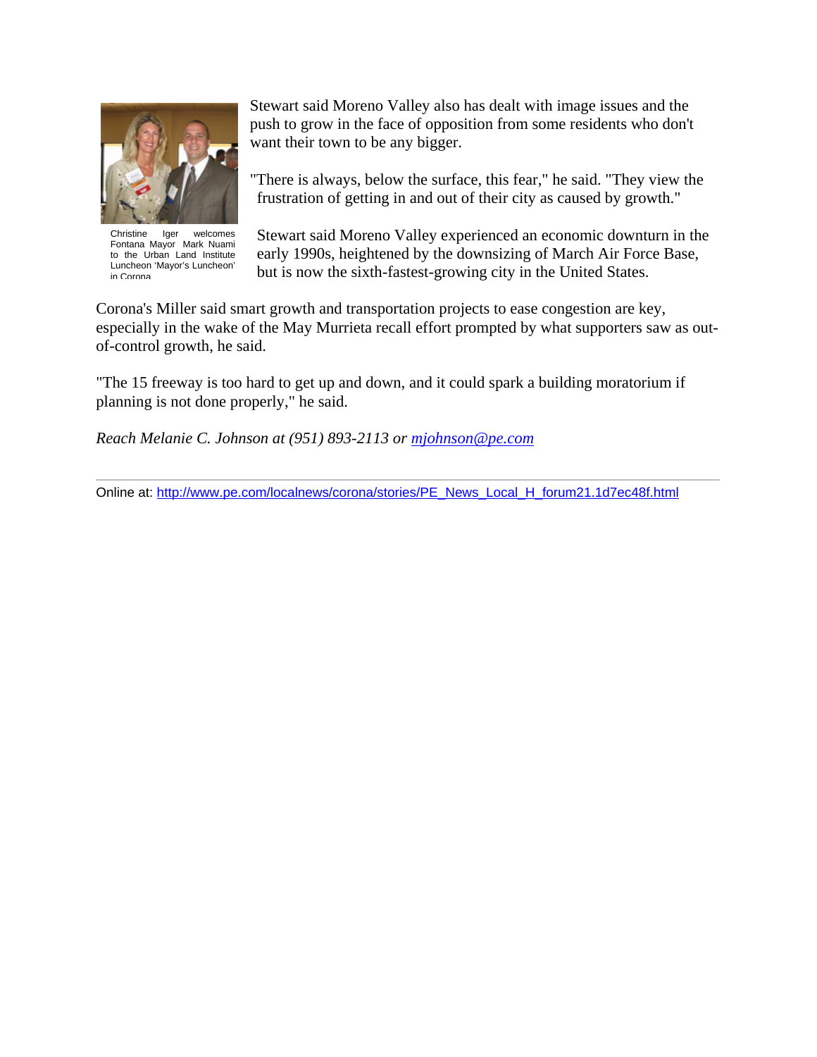Christine Iger welcomes Fontana Mayor Mark Nuami to the Urban Land Institute Luncheon 'Mayor's Luncheon' in Corona

Stewart said Moreno Valley also has dealt with image issues and the push to grow in the face of opposition from some residents who don't want their town to be any bigger.

"There is always, below the surface, this fear," he said. "They view the frustration of getting in and out of their city as caused by growth."

Stewart said Moreno Valley experienced an economic downturn in the early 1990s, heightened by the downsizing of March Air Force Base, but is now the sixth-fastest-growing city in the United States.

Corona's Miller said smart growth and transportation projects to ease congestion are key, especially in the wake of the May Murrieta recall effort prompted by what supporters saw as out-of-control growth, he said.

"The 15 freeway is too hard to get up and down, and it could spark a building moratorium if planning is not done properly," he said.

*Reach Melanie C. Johnson at (951) 893-2113 or [mjohnson@pe.com](mailto:mjohnson@pe.com)*

---

Online at: [http://www.pe.com/localnews/corona/stories/PE_News_Local_H_forum21.1d7ec48f.html](http://www.pe.com/localnews/corona/stories/PE_News_Local_H_forum21.1d7ec48f.html)